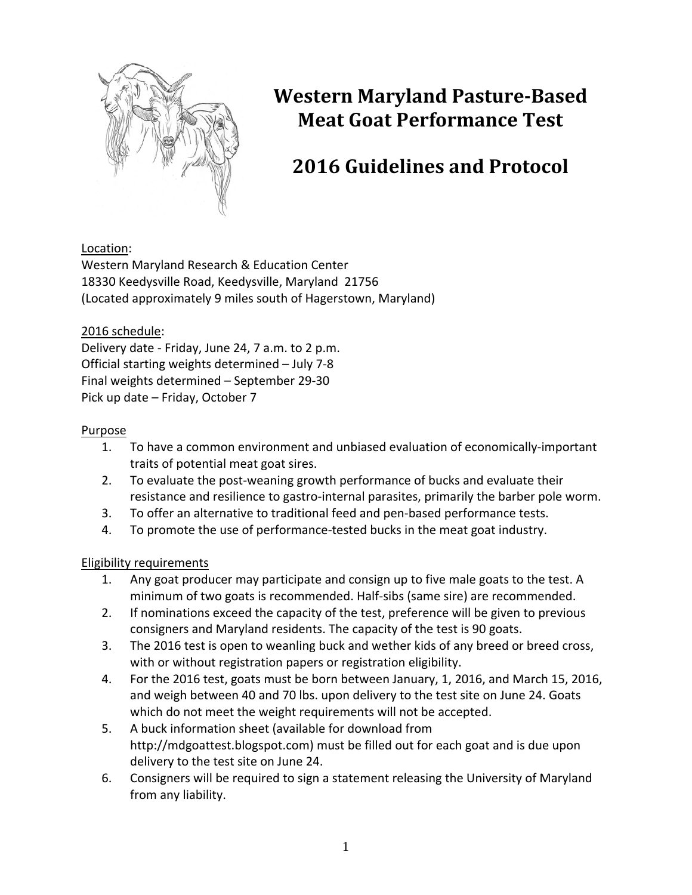# Western Maryland Pasture-Based Meat Goat Performance Test

# 2016 Guidelines and Protocol

Location:
Western Maryland Research & Education Center
18330 Keedysville Road, Keedysville, Maryland 21756
(Located approximately 9 miles south of Hagerstown, Maryland)

2016 schedule:
Delivery date - Friday, June 24, 7 a.m. to 2 p.m.
Official starting weights determined – July 7-8
Final weights determined – September 29-30
Pick up date – Friday, October 7

Purpose

1. To have a common environment and unbiased evaluation of economically-important traits of potential meat goat sires.
2. To evaluate the post-weaning growth performance of bucks and evaluate their resistance and resilience to gastro-internal parasites, primarily the barber pole worm.
3. To offer an alternative to traditional feed and pen-based performance tests.
4. To promote the use of performance-tested bucks in the meat goat industry.

Eligibility requirements

1. Any goat producer may participate and consign up to five male goats to the test. A minimum of two goats is recommended. Half-sibs (same sire) are recommended.
2. If nominations exceed the capacity of the test, preference will be given to previous consigners and Maryland residents. The capacity of the test is 90 goats.
3. The 2016 test is open to weanling buck and wether kids of any breed or breed cross, with or without registration papers or registration eligibility.
4. For the 2016 test, goats must be born between January, 1, 2016, and March 15, 2016, and weigh between 40 and 70 lbs. upon delivery to the test site on June 24. Goats which do not meet the weight requirements will not be accepted.
5. A buck information sheet (available for download from http://mdgoattest.blogspot.com) must be filled out for each goat and is due upon delivery to the test site on June 24.
6. Consigners will be required to sign a statement releasing the University of Maryland from any liability.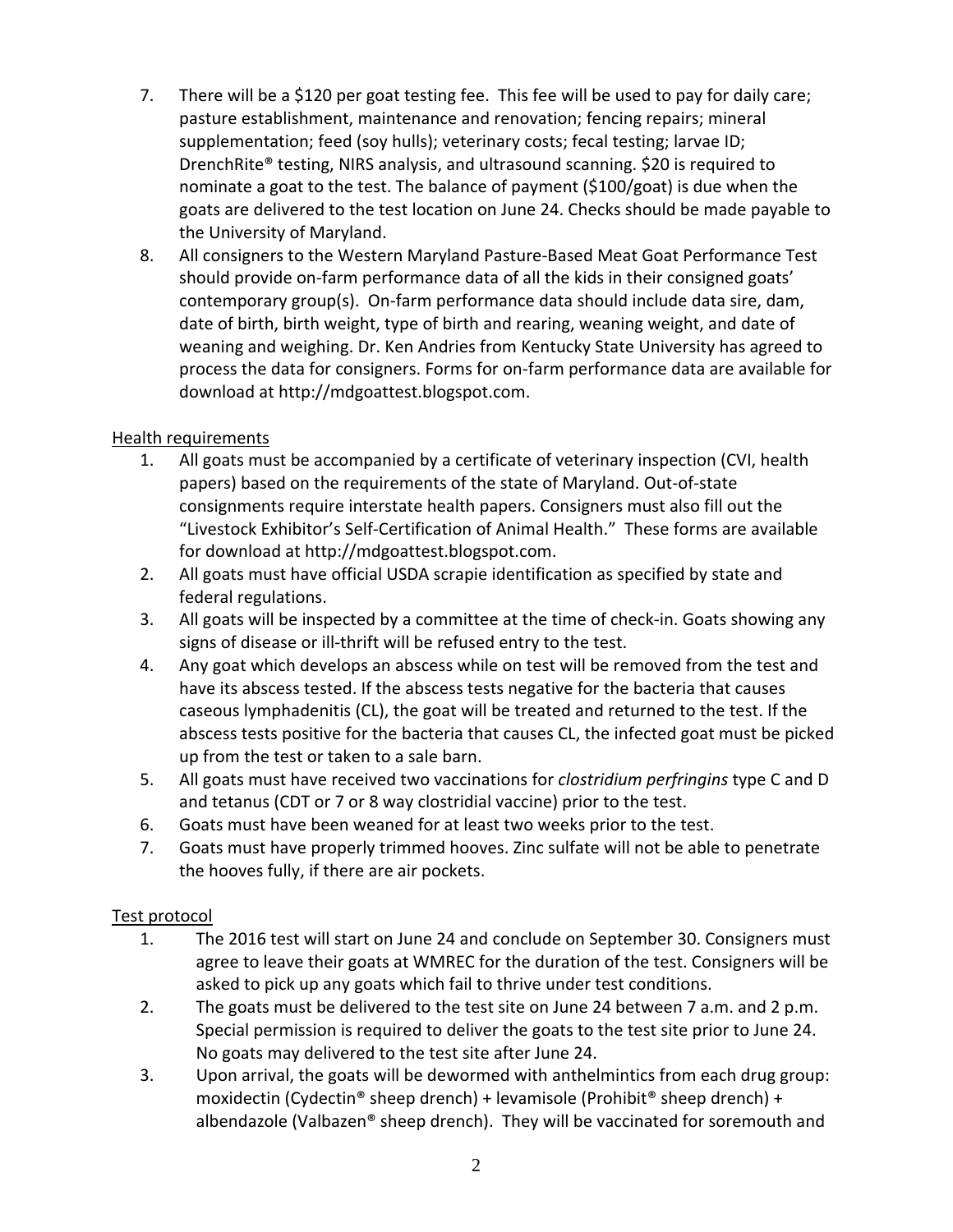7. There will be a $120 per goat testing fee. This fee will be used to pay for daily care; pasture establishment, maintenance and renovation; fencing repairs; mineral supplementation; feed (soy hulls); veterinary costs; fecal testing; larvae ID; DrenchRite® testing, NIRS analysis, and ultrasound scanning. $20 is required to nominate a goat to the test. The balance of payment ($100/goat) is due when the goats are delivered to the test location on June 24. Checks should be made payable to the University of Maryland.
8. All consigners to the Western Maryland Pasture-Based Meat Goat Performance Test should provide on-farm performance data of all the kids in their consigned goats' contemporary group(s). On-farm performance data should include data sire, dam, date of birth, birth weight, type of birth and rearing, weaning weight, and date of weaning and weighing. Dr. Ken Andries from Kentucky State University has agreed to process the data for consigners. Forms for on-farm performance data are available for download at http://mdgoattest.blogspot.com.

<u>Health requirements</u>

1. All goats must be accompanied by a certificate of veterinary inspection (CVI, health papers) based on the requirements of the state of Maryland. Out-of-state consignments require interstate health papers. Consigners must also fill out the "Livestock Exhibitor's Self-Certification of Animal Health." These forms are available for download at http://mdgoattest.blogspot.com.
2. All goats must have official USDA scrapie identification as specified by state and federal regulations.
3. All goats will be inspected by a committee at the time of check-in. Goats showing any signs of disease or ill-thrift will be refused entry to the test.
4. Any goat which develops an abscess while on test will be removed from the test and have its abscess tested. If the abscess tests negative for the bacteria that causes caseous lymphadenitis (CL), the goat will be treated and returned to the test. If the abscess tests positive for the bacteria that causes CL, the infected goat must be picked up from the test or taken to a sale barn.
5. All goats must have received two vaccinations for *clostridium perfringins* type C and D and tetanus (CDT or 7 or 8 way clostridial vaccine) prior to the test.
6. Goats must have been weaned for at least two weeks prior to the test.
7. Goats must have properly trimmed hooves. Zinc sulfate will not be able to penetrate the hooves fully, if there are air pockets.

<u>Test protocol</u>

1. The 2016 test will start on June 24 and conclude on September 30. Consigners must agree to leave their goats at WMREC for the duration of the test. Consigners will be asked to pick up any goats which fail to thrive under test conditions.
2. The goats must be delivered to the test site on June 24 between 7 a.m. and 2 p.m. Special permission is required to deliver the goats to the test site prior to June 24. No goats may delivered to the test site after June 24.
3. Upon arrival, the goats will be dewormed with anthelmintics from each drug group: moxidectin (Cydectin® sheep drench) + levamisole (Prohibit® sheep drench) + albendazole (Valbazen® sheep drench). They will be vaccinated for soremouth and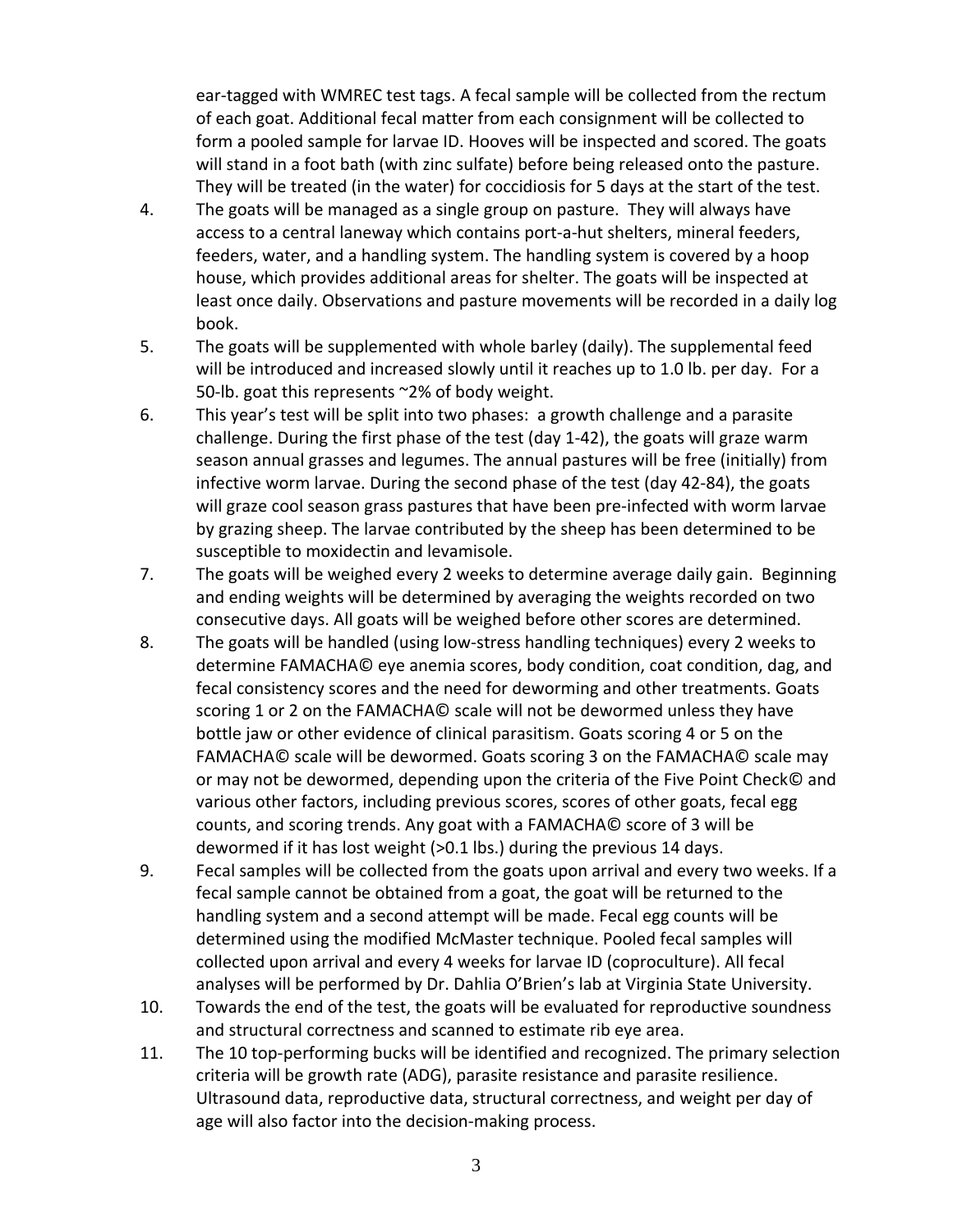ear-tagged with WMREC test tags. A fecal sample will be collected from the rectum of each goat. Additional fecal matter from each consignment will be collected to form a pooled sample for larvae ID. Hooves will be inspected and scored. The goats will stand in a foot bath (with zinc sulfate) before being released onto the pasture. They will be treated (in the water) for coccidiosis for 5 days at the start of the test.

4. The goats will be managed as a single group on pasture. They will always have access to a central laneway which contains port-a-hut shelters, mineral feeders, feeders, water, and a handling system. The handling system is covered by a hoop house, which provides additional areas for shelter. The goats will be inspected at least once daily. Observations and pasture movements will be recorded in a daily log book.
5. The goats will be supplemented with whole barley (daily). The supplemental feed will be introduced and increased slowly until it reaches up to 1.0 lb. per day. For a 50-lb. goat this represents ~2% of body weight.
6. This year's test will be split into two phases: a growth challenge and a parasite challenge. During the first phase of the test (day 1-42), the goats will graze warm season annual grasses and legumes. The annual pastures will be free (initially) from infective worm larvae. During the second phase of the test (day 42-84), the goats will graze cool season grass pastures that have been pre-infected with worm larvae by grazing sheep. The larvae contributed by the sheep has been determined to be susceptible to moxidectin and levamisole.
7. The goats will be weighed every 2 weeks to determine average daily gain. Beginning and ending weights will be determined by averaging the weights recorded on two consecutive days. All goats will be weighed before other scores are determined.
8. The goats will be handled (using low-stress handling techniques) every 2 weeks to determine FAMACHA© eye anemia scores, body condition, coat condition, dag, and fecal consistency scores and the need for deworming and other treatments. Goats scoring 1 or 2 on the FAMACHA© scale will not be dewormed unless they have bottle jaw or other evidence of clinical parasitism. Goats scoring 4 or 5 on the FAMACHA© scale will be dewormed. Goats scoring 3 on the FAMACHA© scale may or may not be dewormed, depending upon the criteria of the Five Point Check© and various other factors, including previous scores, scores of other goats, fecal egg counts, and scoring trends. Any goat with a FAMACHA© score of 3 will be dewormed if it has lost weight (>0.1 lbs.) during the previous 14 days.
9. Fecal samples will be collected from the goats upon arrival and every two weeks. If a fecal sample cannot be obtained from a goat, the goat will be returned to the handling system and a second attempt will be made. Fecal egg counts will be determined using the modified McMaster technique. Pooled fecal samples will collected upon arrival and every 4 weeks for larvae ID (coproculture). All fecal analyses will be performed by Dr. Dahlia O'Brien's lab at Virginia State University.
10. Towards the end of the test, the goats will be evaluated for reproductive soundness and structural correctness and scanned to estimate rib eye area.
11. The 10 top-performing bucks will be identified and recognized. The primary selection criteria will be growth rate (ADG), parasite resistance and parasite resilience. Ultrasound data, reproductive data, structural correctness, and weight per day of age will also factor into the decision-making process.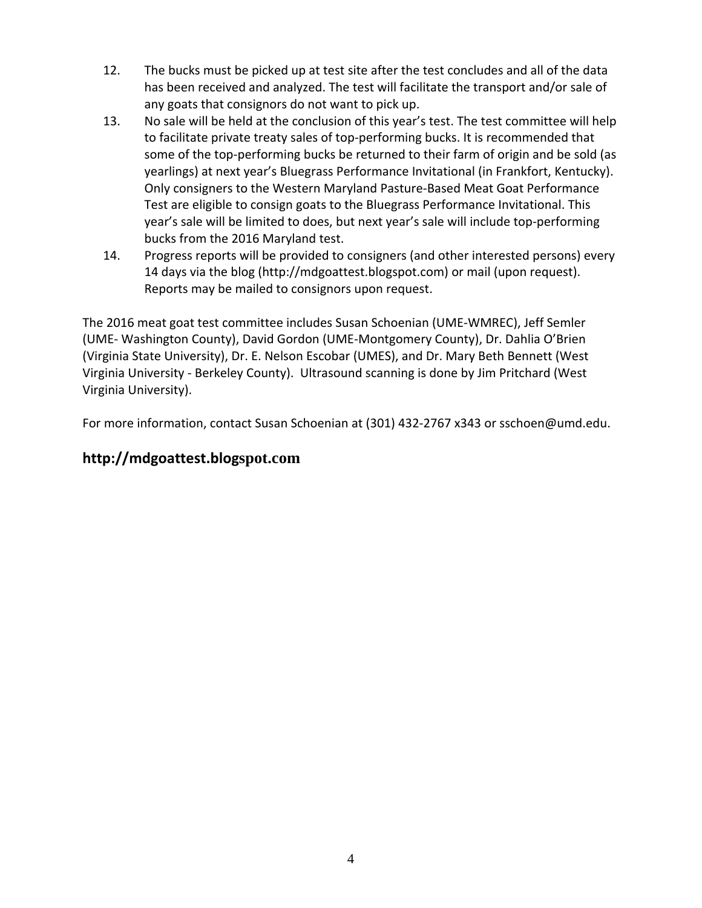12. The bucks must be picked up at test site after the test concludes and all of the data has been received and analyzed. The test will facilitate the transport and/or sale of any goats that consignors do not want to pick up.
13. No sale will be held at the conclusion of this year's test. The test committee will help to facilitate private treaty sales of top-performing bucks. It is recommended that some of the top-performing bucks be returned to their farm of origin and be sold (as yearlings) at next year's Bluegrass Performance Invitational (in Frankfort, Kentucky). Only consigners to the Western Maryland Pasture-Based Meat Goat Performance Test are eligible to consign goats to the Bluegrass Performance Invitational. This year's sale will be limited to does, but next year's sale will include top-performing bucks from the 2016 Maryland test.
14. Progress reports will be provided to consigners (and other interested persons) every 14 days via the blog (http://mdgoattest.blogspot.com) or mail (upon request). Reports may be mailed to consignors upon request.

The 2016 meat goat test committee includes Susan Schoenian (UME-WMREC), Jeff Semler (UME- Washington County), David Gordon (UME-Montgomery County), Dr. Dahlia O'Brien (Virginia State University), Dr. E. Nelson Escobar (UMES), and Dr. Mary Beth Bennett (West Virginia University - Berkeley County). Ultrasound scanning is done by Jim Pritchard (West Virginia University).

For more information, contact Susan Schoenian at (301) 432-2767 x343 or sschoen@umd.edu.

**http://mdgoattest.blogspot.com**